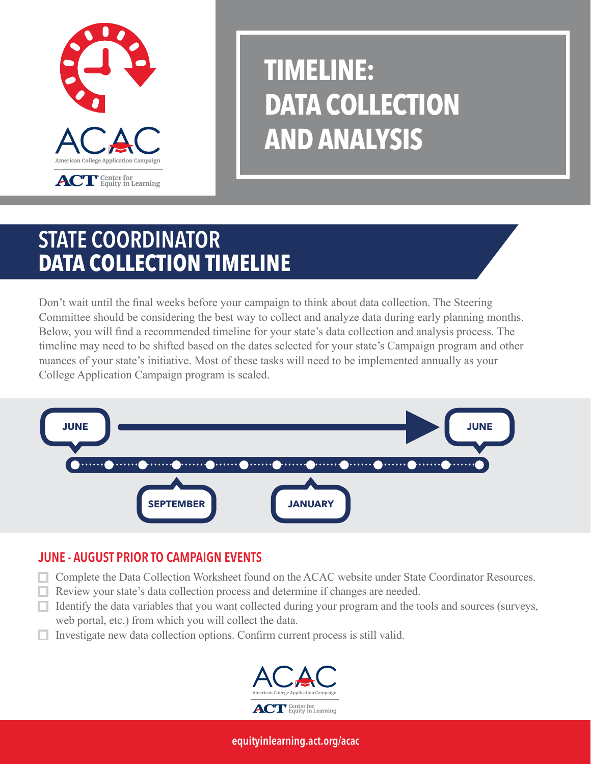# TIMELINE: DATA COLLECTION AND ANALYSIS

## STATE COORDINATOR DATA COLLECTION TIMELINE

Don't wait until the final weeks before your campaign to think about data collection. The Steering Committee should be considering the best way to collect and analyze data during early planning months. Below, you will find a recommended timeline for your state's data collection and analysis process. The timeline may need to be shifted based on the dates selected for your state's Campaign program and other nuances of your state's initiative. Most of these tasks will need to be implemented annually as your College Application Campaign program is scaled.

JUNE → JUNE

SEPTEMBER

JANUARY

### JUNE - AUGUST PRIOR TO CAMPAIGN EVENTS

- ☐ Complete the Data Collection Worksheet found on the ACAC website under State Coordinator Resources.
- ☐ Review your state's data collection process and determine if changes are needed.
- ☐ Identify the data variables that you want collected during your program and the tools and sources (surveys, web portal, etc.) from which you will collect the data.
- ☐ Investigate new data collection options. Confirm current process is still valid.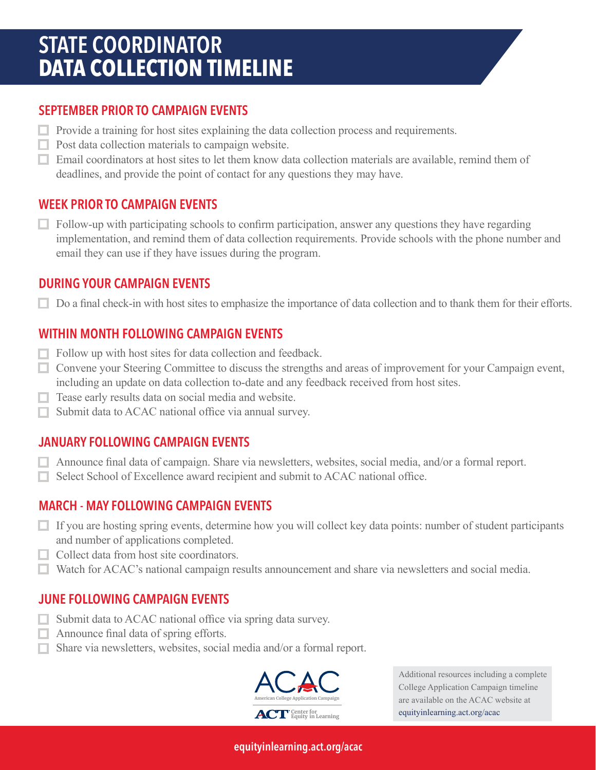# STATE COORDINATOR DATA COLLECTION TIMELINE

## SEPTEMBER PRIOR TO CAMPAIGN EVENTS

- ☐ Provide a training for host sites explaining the data collection process and requirements.
- ☐ Post data collection materials to campaign website.
- ☐ Email coordinators at host sites to let them know data collection materials are available, remind them of deadlines, and provide the point of contact for any questions they may have.

## WEEK PRIOR TO CAMPAIGN EVENTS

- ☐ Follow-up with participating schools to confirm participation, answer any questions they have regarding implementation, and remind them of data collection requirements. Provide schools with the phone number and email they can use if they have issues during the program.

## DURING YOUR CAMPAIGN EVENTS

- ☐ Do a final check-in with host sites to emphasize the importance of data collection and to thank them for their efforts.

## WITHIN MONTH FOLLOWING CAMPAIGN EVENTS

- ☐ Follow up with host sites for data collection and feedback.
- ☐ Convene your Steering Committee to discuss the strengths and areas of improvement for your Campaign event, including an update on data collection to-date and any feedback received from host sites.
- ☐ Tease early results data on social media and website.
- ☐ Submit data to ACAC national office via annual survey.

## JANUARY FOLLOWING CAMPAIGN EVENTS

- ☐ Announce final data of campaign. Share via newsletters, websites, social media, and/or a formal report.
- ☐ Select School of Excellence award recipient and submit to ACAC national office.

## MARCH - MAY FOLLOWING CAMPAIGN EVENTS

- ☐ If you are hosting spring events, determine how you will collect key data points: number of student participants and number of applications completed.
- ☐ Collect data from host site coordinators.
- ☐ Watch for ACAC's national campaign results announcement and share via newsletters and social media.

## JUNE FOLLOWING CAMPAIGN EVENTS

- ☐ Submit data to ACAC national office via spring data survey.
- ☐ Announce final data of spring efforts.
- ☐ Share via newsletters, websites, social media and/or a formal report.

ACAC American College Application Campaign

ACT Center for Equity in Learning

Additional resources including a complete College Application Campaign timeline are available on the ACAC website at equityinlearning.act.org/acac

equityinlearning.act.org/acac